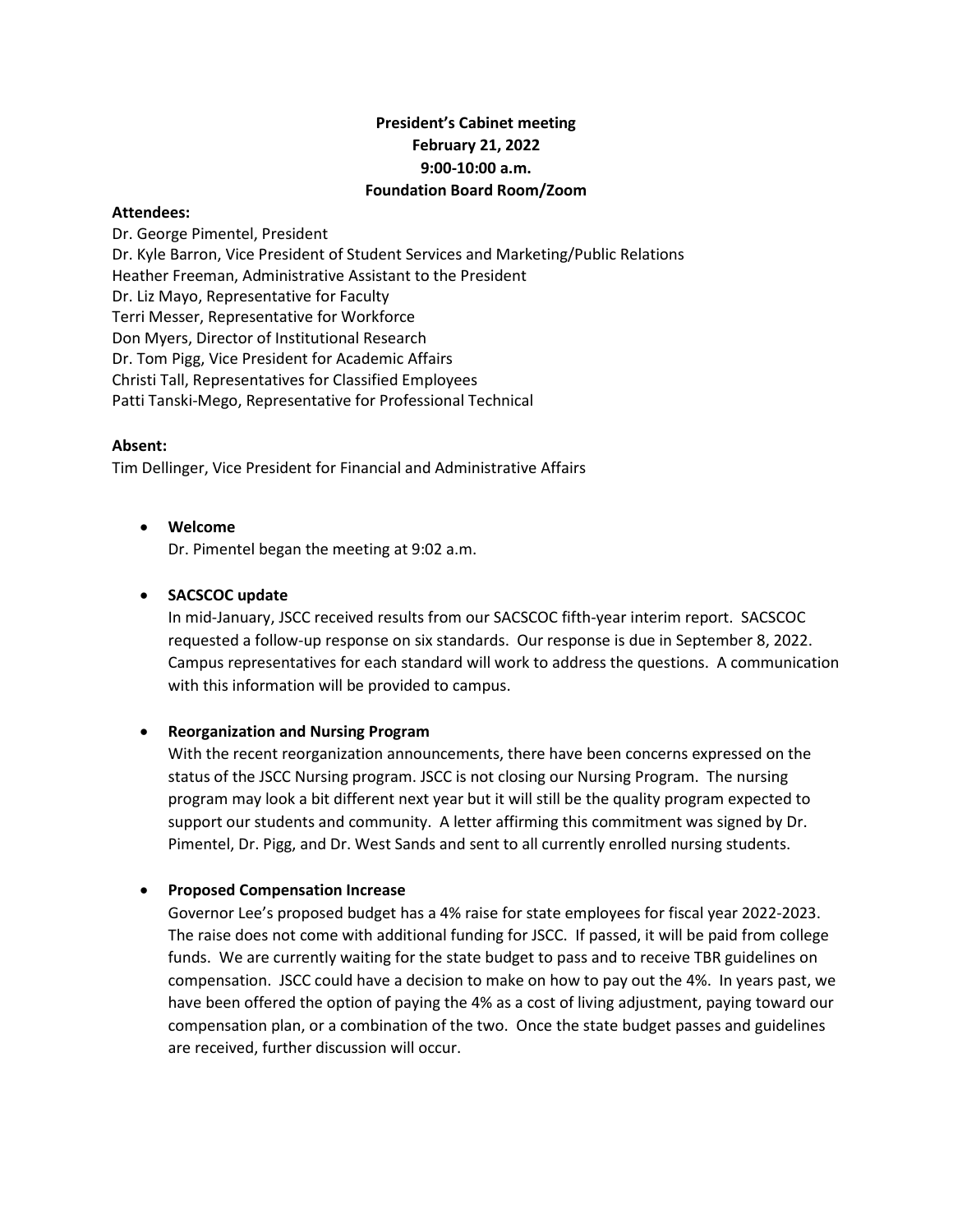**President's Cabinet meeting**
**February 21, 2022**
**9:00-10:00 a.m.**
**Foundation Board Room/Zoom**

**Attendees:**
Dr. George Pimentel, President
Dr. Kyle Barron, Vice President of Student Services and Marketing/Public Relations
Heather Freeman, Administrative Assistant to the President
Dr. Liz Mayo, Representative for Faculty
Terri Messer, Representative for Workforce
Don Myers, Director of Institutional Research
Dr. Tom Pigg, Vice President for Academic Affairs
Christi Tall, Representatives for Classified Employees
Patti Tanski-Mego, Representative for Professional Technical

**Absent:**
Tim Dellinger, Vice President for Financial and Administrative Affairs

- **Welcome**
  Dr. Pimentel began the meeting at 9:02 a.m.

- **SACSCOC update**
  In mid-January, JSCC received results from our SACSCOC fifth-year interim report. SACSCOC requested a follow-up response on six standards. Our response is due in September 8, 2022. Campus representatives for each standard will work to address the questions. A communication with this information will be provided to campus.

- **Reorganization and Nursing Program**
  With the recent reorganization announcements, there have been concerns expressed on the status of the JSCC Nursing program. JSCC is not closing our Nursing Program. The nursing program may look a bit different next year but it will still be the quality program expected to support our students and community. A letter affirming this commitment was signed by Dr. Pimentel, Dr. Pigg, and Dr. West Sands and sent to all currently enrolled nursing students.

- **Proposed Compensation Increase**
  Governor Lee's proposed budget has a 4% raise for state employees for fiscal year 2022-2023. The raise does not come with additional funding for JSCC. If passed, it will be paid from college funds. We are currently waiting for the state budget to pass and to receive TBR guidelines on compensation. JSCC could have a decision to make on how to pay out the 4%. In years past, we have been offered the option of paying the 4% as a cost of living adjustment, paying toward our compensation plan, or a combination of the two. Once the state budget passes and guidelines are received, further discussion will occur.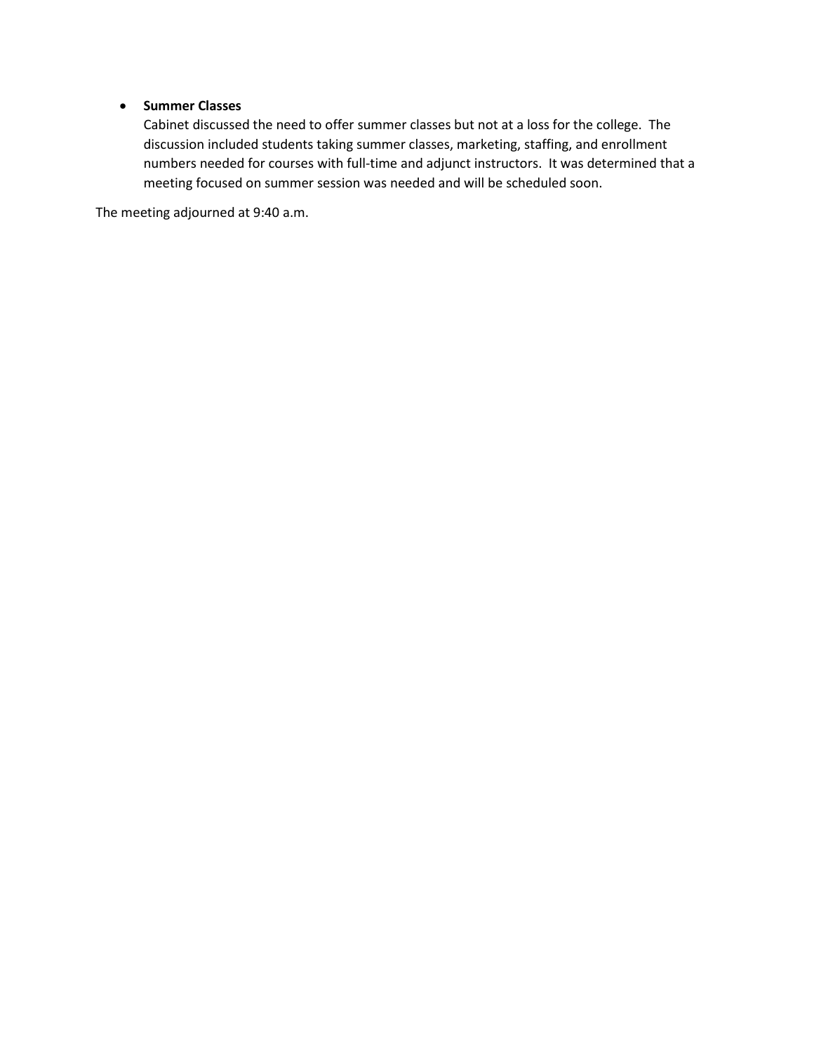- **Summer Classes**
  Cabinet discussed the need to offer summer classes but not at a loss for the college. The discussion included students taking summer classes, marketing, staffing, and enrollment numbers needed for courses with full-time and adjunct instructors. It was determined that a meeting focused on summer session was needed and will be scheduled soon.

The meeting adjourned at 9:40 a.m.